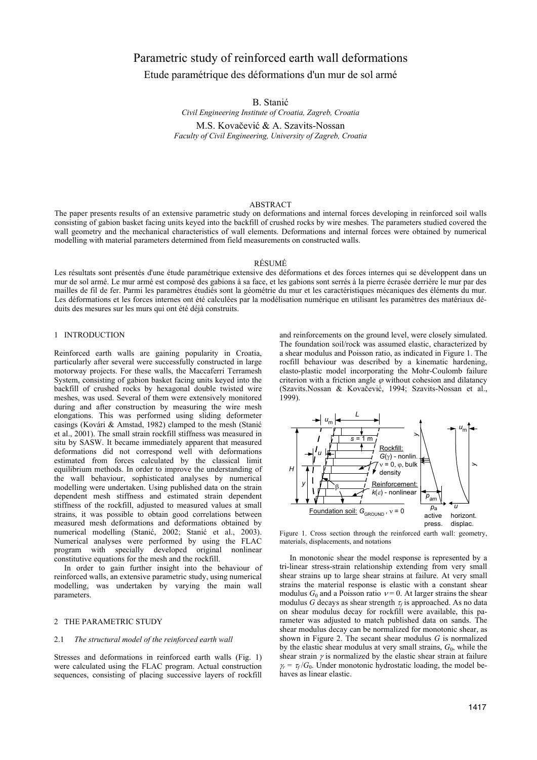# Parametric study of reinforced earth wall deformations

## Etude paramétrique des déformations d'un mur de sol armé

B. Stanić
*Civil Engineering Institute of Croatia, Zagreb, Croatia*

M.S. Kovačević & A. Szavits-Nossan
*Faculty of Civil Engineering, University of Zagreb, Croatia*

### ABSTRACT

The paper presents results of an extensive parametric study on deformations and internal forces developing in reinforced soil walls consisting of gabion basket facing units keyed into the backfill of crushed rocks by wire meshes. The parameters studied covered the wall geometry and the mechanical characteristics of wall elements. Deformations and internal forces were obtained by numerical modelling with material parameters determined from field measurements on constructed walls.

### RÉSUMÉ

Les résultats sont présentés d'une étude paramétrique extensive des déformations et des forces internes qui se développent dans un mur de sol armé. Le mur armé est composé des gabions à sa face, et les gabions sont serrés à la pierre écrasée derrière le mur par des mailles de fil de fer. Parmi les paramètres étudiés sont la géométrie du mur et les caractéristiques mécaniques des éléments du mur. Les déformations et les forces internes ont été calculées par la modélisation numérique en utilisant les paramètres des matériaux déduits des mesures sur les murs qui ont été déjà construits.

## 1 INTRODUCTION

Reinforced earth walls are gaining popularity in Croatia, particularly after several were successfully constructed in large motorway projects. For these walls, the Maccaferri Terramesh System, consisting of gabion basket facing units keyed into the backfill of crushed rocks by hexagonal double twisted wire meshes, was used. Several of them were extensively monitored during and after construction by measuring the wire mesh elongations. This was performed using sliding deformeter casings (Kovári & Amstad, 1982) clamped to the mesh (Stanić et al., 2001). The small strain rockfill stiffness was measured in situ by SASW. It became immediately apparent that measured deformations did not correspond well with deformations estimated from forces calculated by the classical limit equilibrium methods. In order to improve the understanding of the wall behaviour, sophisticated analyses by numerical modelling were undertaken. Using published data on the strain dependent mesh stiffness and estimated strain dependent stiffness of the rockfill, adjusted to measured values at small strains, it was possible to obtain good correlations between measured mesh deformations and deformations obtained by numerical modelling (Stanić, 2002; Stanić et al., 2003). Numerical analyses were performed by using the FLAC program with specially developed original nonlinear constitutive equations for the mesh and the rockfill.

In order to gain further insight into the behaviour of reinforced walls, an extensive parametric study, using numerical modelling, was undertaken by varying the main wall parameters.

## 2 THE PARAMETRIC STUDY

### 2.1 *The structural model of the reinforced earth wall*

Stresses and deformations in reinforced earth walls (Fig. 1) were calculated using the FLAC program. Actual construction sequences, consisting of placing successive layers of rockfill and reinforcements on the ground level, were closely simulated. The foundation soil/rock was assumed elastic, characterized by a shear modulus and Poisson ratio, as indicated in Figure 1. The rocfill behaviour was described by a kinematic hardening, elasto-plastic model incorporating the Mohr-Coulomb failure criterion with a friction angle $\varphi$ without cohesion and dilatancy (Szavits.Nossan & Kovačević, 1994; Szavits-Nossan et al., 1999).

Figure 1. Cross section through the reinforced earth wall: geometry, materials, displacements, and notations

In monotonic shear the model response is represented by a tri-linear stress-strain relationship extending from very small shear strains up to large shear strains at failure. At very small strains the material response is elastic with a constant shear modulus $G_0$ and a Poisson ratio $\nu = 0$. At larger strains the shear modulus $G$ decays as shear strength $\tau_f$ is approached. As no data on shear modulus decay for rockfill were available, this parameter was adjusted to match published data on sands. The shear modulus decay can be normalized for monotonic shear, as shown in Figure 2. The secant shear modulus $G$ is normalized by the elastic shear modulus at very small strains, $G_0$, while the shear strain $\gamma$ is normalized by the elastic shear strain at failure $\gamma_r = \tau_f / G_0$. Under monotonic hydrostatic loading, the model behaves as linear elastic.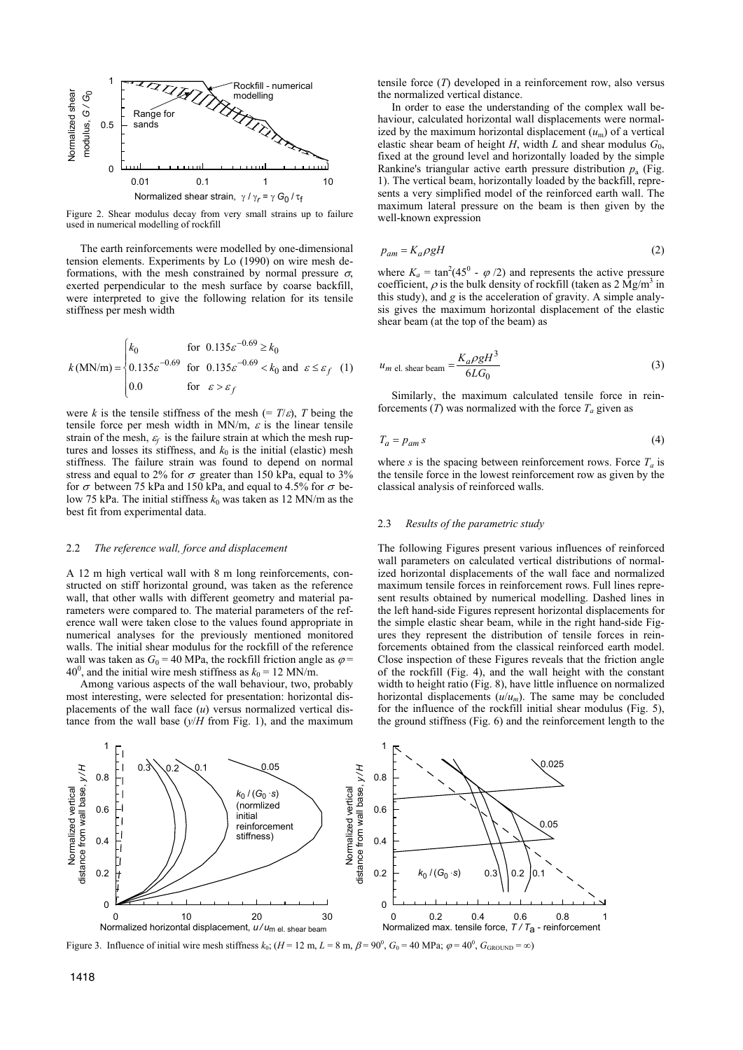Figure 2. Shear modulus decay from very small strains up to failure used in numerical modelling of rockfill

The earth reinforcements were modelled by one-dimensional tension elements. Experiments by Lo (1990) on wire mesh deformations, with the mesh constrained by normal pressure $\sigma$, exerted perpendicular to the mesh surface by coarse backfill, were interpreted to give the following relation for its tensile stiffness per mesh width

$$k\,(\text{MN/m}) = \begin{cases} k_0 & \text{for } 0.135\varepsilon^{-0.69} \geq k_0 \\ 0.135\varepsilon^{-0.69} & \text{for } 0.135\varepsilon^{-0.69} < k_0 \text{ and } \varepsilon \leq \varepsilon_f \\ 0.0 & \text{for } \varepsilon > \varepsilon_f \end{cases} \quad (1)$$

were $k$ is the tensile stiffness of the mesh ($= T/\varepsilon$), $T$ being the tensile force per mesh width in MN/m, $\varepsilon$ is the linear tensile strain of the mesh, $\varepsilon_f$ is the failure strain at which the mesh ruptures and losses its stiffness, and $k_0$ is the initial (elastic) mesh stiffness. The failure strain was found to depend on normal stress and equal to 2% for $\sigma$ greater than 150 kPa, equal to 3% for $\sigma$ between 75 kPa and 150 kPa, and equal to 4.5% for $\sigma$ below 75 kPa. The initial stiffness $k_0$ was taken as 12 MN/m as the best fit from experimental data.

### 2.2 *The reference wall, force and displacement*

A 12 m high vertical wall with 8 m long reinforcements, constructed on stiff horizontal ground, was taken as the reference wall, that other walls with different geometry and material parameters were compared to. The material parameters of the reference wall were taken close to the values found appropriate in numerical analyses for the previously mentioned monitored walls. The initial shear modulus for the rockfill of the reference wall was taken as $G_0 = 40$ MPa, the rockfill friction angle as $\varphi = 40^0$, and the initial wire mesh stiffness as $k_0 = 12$ MN/m.

Among various aspects of the wall behaviour, two, probably most interesting, were selected for presentation: horizontal displacements of the wall face ($u$) versus normalized vertical distance from the wall base ($y/H$ from Fig. 1), and the maximum tensile force ($T$) developed in a reinforcement row, also versus the normalized vertical distance.

In order to ease the understanding of the complex wall behaviour, calculated horizontal wall displacements were normalized by the maximum horizontal displacement ($u_m$) of a vertical elastic shear beam of height $H$, width $L$ and shear modulus $G_0$, fixed at the ground level and horizontally loaded by the simple Rankine's triangular active earth pressure distribution $p_a$ (Fig. 1). The vertical beam, horizontally loaded by the backfill, represents a very simplified model of the reinforced earth wall. The maximum lateral pressure on the beam is then given by the well-known expression

$$p_{am} = K_a \rho g H \quad (2)$$

where $K_a = \tan^2(45^0 - \varphi/2)$ and represents the active pressure coefficient, $\rho$ is the bulk density of rockfill (taken as 2 Mg/m$^3$ in this study), and $g$ is the acceleration of gravity. A simple analysis gives the maximum horizontal displacement of the elastic shear beam (at the top of the beam) as

$$u_{m\text{ el. shear beam}} = \frac{K_a \rho g H^3}{6 L G_0} \quad (3)$$

Similarly, the maximum calculated tensile force in reinforcements ($T$) was normalized with the force $T_a$ given as

$$T_a = p_{am}\, s \quad (4)$$

where $s$ is the spacing between reinforcement rows. Force $T_a$ is the tensile force in the lowest reinforcement row as given by the classical analysis of reinforced walls.

### 2.3 *Results of the parametric study*

The following Figures present various influences of reinforced wall parameters on calculated vertical distributions of normalized horizontal displacements of the wall face and normalized maximum tensile forces in reinforcement rows. Full lines represent results obtained by numerical modelling. Dashed lines in the left hand-side Figures represent horizontal displacements for the simple elastic shear beam, while in the right hand-side Figures they represent the distribution of tensile forces in reinforcements obtained from the classical reinforced earth model. Close inspection of these Figures reveals that the friction angle of the rockfill (Fig. 4), and the wall height with the constant width to height ratio (Fig. 8), have little influence on normalized horizontal displacements ($u/u_m$). The same may be concluded for the influence of the rockfill initial shear modulus (Fig. 5), the ground stiffness (Fig. 6) and the reinforcement length to the

Figure 3. Influence of initial wire mesh stiffness $k_0$; ($H = 12$ m, $L = 8$ m, $\beta = 90^0$, $G_0 = 40$ MPa; $\varphi = 40^0$, $G_{\text{GROUND}} = \infty$)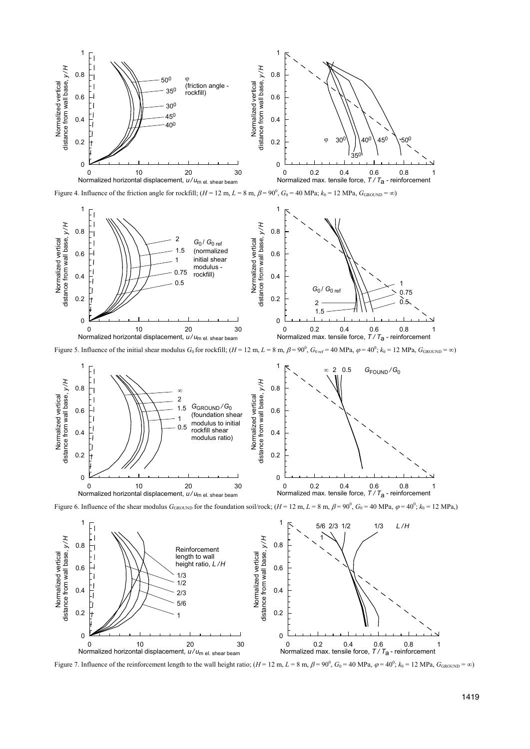Figure 4. Influence of the friction angle for rockfill; ($H$ = 12 m, $L$ = 8 m, $\beta = 90^0$, $G_0$ = 40 MPa; $k_0$ = 12 MPa, $G_{GROUND} = \infty$)

Figure 5. Influence of the initial shear modulus $G_0$ for rockfill; ($H$ = 12 m, $L$ = 8 m, $\beta = 90^0$, $G_{0\,ref}$ = 40 MPa, $\varphi = 40^0$; $k_0$ = 12 MPa, $G_{GROUND} = \infty$)

Figure 6. Influence of the shear modulus $G_{GROUND}$ for the foundation soil/rock; ($H$ = 12 m, $L$ = 8 m, $\beta = 90^0$, $G_0$ = 40 MPa, $\varphi = 40^0$; $k_0$ = 12 MPa,)

Figure 7. Influence of the reinforcement length to the wall height ratio; ($H$ = 12 m, $L$ = 8 m, $\beta = 90^0$, $G_0$ = 40 MPa, $\varphi = 40^0$; $k_0$ = 12 MPa, $G_{GROUND} = \infty$)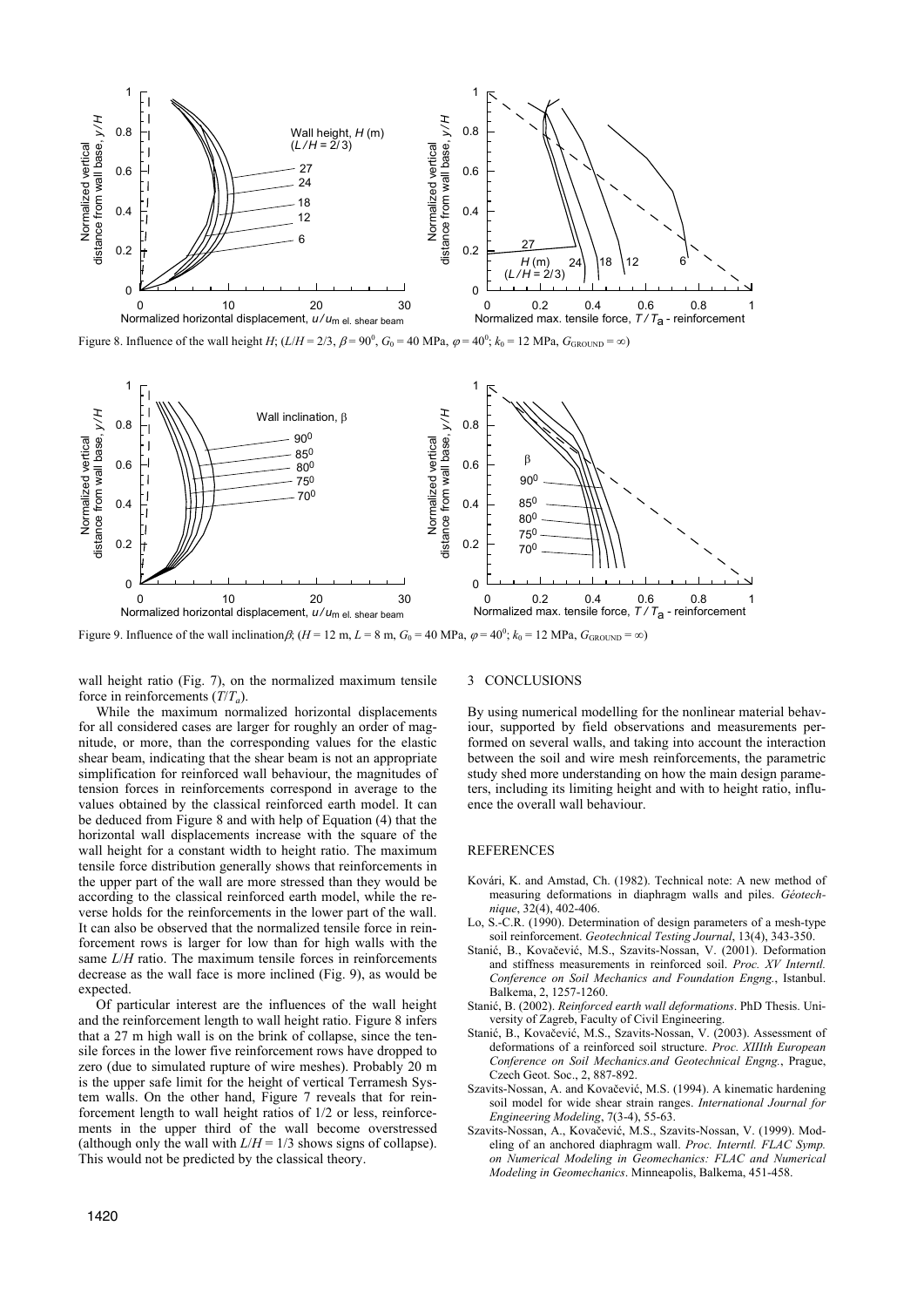1

0.8

0.6

0.4

0.2

0

Normalized vertical distance from wall base, $y/H$

0 10 20 30

Normalized horizontal displacement, $u/u_{m\ el.\ shear\ beam}$

Wall height, $H$ (m)
($L/H = 2/3$)

27
24
18
12
6

1

0.8

0.6

0.4

0.2

0

Normalized vertical distance from wall base, $y/H$

0 0.2 0.4 0.6 0.8 1

Normalized max. tensile force, $T/T_a$ - reinforcement

27
$H$ (m) 24 18 12 6
($L/H = 2/3$)

Figure 8. Influence of the wall height $H$; ($L/H = 2/3$, $\beta = 90^0$, $G_0 = 40$ MPa, $\varphi = 40^0$; $k_0 = 12$ MPa, $G_{GROUND} = \infty$)

1

0.8

0.6

0.4

0.2

0

Normalized vertical distance from wall base, $y/H$

0 10 20 30

Normalized horizontal displacement, $u/u_{m\ el.\ shear\ beam}$

Wall inclination, β

$90^0$
$85^0$
$80^0$
$75^0$
$70^0$

1

0.8

0.6

0.4

0.2

0

Normalized vertical distance from wall base, $y/H$

0 0.2 0.4 0.6 0.8 1

Normalized max. tensile force, $T/T_a$ - reinforcement

β
$90^0$
$85^0$
$80^0$
$75^0$
$70^0$

Figure 9. Influence of the wall inclination $\beta$; ($H = 12$ m, $L = 8$ m, $G_0 = 40$ MPa, $\varphi = 40^0$; $k_0 = 12$ MPa, $G_{GROUND} = \infty$)

wall height ratio (Fig. 7), on the normalized maximum tensile force in reinforcements ($T/T_a$).

While the maximum normalized horizontal displacements for all considered cases are larger for roughly an order of magnitude, or more, than the corresponding values for the elastic shear beam, indicating that the shear beam is not an appropriate simplification for reinforced wall behaviour, the magnitudes of tension forces in reinforcements correspond in average to the values obtained by the classical reinforced earth model. It can be deduced from Figure 8 and with help of Equation (4) that the horizontal wall displacements increase with the square of the wall height for a constant width to height ratio. The maximum tensile force distribution generally shows that reinforcements in the upper part of the wall are more stressed than they would be according to the classical reinforced earth model, while the reverse holds for the reinforcements in the lower part of the wall. It can also be observed that the normalized tensile force in reinforcement rows is larger for low than for high walls with the same $L/H$ ratio. The maximum tensile forces in reinforcements decrease as the wall face is more inclined (Fig. 9), as would be expected.

Of particular interest are the influences of the wall height and the reinforcement length to wall height ratio. Figure 8 infers that a 27 m high wall is on the brink of collapse, since the tensile forces in the lower five reinforcement rows have dropped to zero (due to simulated rupture of wire meshes). Probably 20 m is the upper safe limit for the height of vertical Terramesh System walls. On the other hand, Figure 7 reveals that for reinforcement length to wall height ratios of 1/2 or less, reinforcements in the upper third of the wall become overstressed (although only the wall with $L/H = 1/3$ shows signs of collapse). This would not be predicted by the classical theory.

## 3 CONCLUSIONS

By using numerical modelling for the nonlinear material behaviour, supported by field observations and measurements performed on several walls, and taking into account the interaction between the soil and wire mesh reinforcements, the parametric study shed more understanding on how the main design parameters, including its limiting height and with to height ratio, influence the overall wall behaviour.

## REFERENCES

Kovári, K. and Amstad, Ch. (1982). Technical note: A new method of measuring deformations in diaphragm walls and piles. *Géotechnique*, 32(4), 402-406.

Lo, S.-C.R. (1990). Determination of design parameters of a mesh-type soil reinforcement. *Geotechnical Testing Journal*, 13(4), 343-350.

Stanić, B., Kovačević, M.S., Szavits-Nossan, V. (2001). Deformation and stiffness measurements in reinforced soil. *Proc. XV Interntl. Conference on Soil Mechanics and Foundation Engng.*, Istanbul. Balkema, 2, 1257-1260.

Stanić, B. (2002). *Reinforced earth wall deformations*. PhD Thesis. University of Zagreb, Faculty of Civil Engineering.

Stanić, B., Kovačević, M.S., Szavits-Nossan, V. (2003). Assessment of deformations of a reinforced soil structure. *Proc. XIIIth European Conference on Soil Mechanics.and Geotechnical Engng.*, Prague, Czech Geot. Soc., 2, 887-892.

Szavits-Nossan, A. and Kovačević, M.S. (1994). A kinematic hardening soil model for wide shear strain ranges. *International Journal for Engineering Modeling*, 7(3-4), 55-63.

Szavits-Nossan, A., Kovačević, M.S., Szavits-Nossan, V. (1999). Modeling of an anchored diaphragm wall. *Proc. Interntl. FLAC Symp. on Numerical Modeling in Geomechanics: FLAC and Numerical Modeling in Geomechanics*. Minneapolis, Balkema, 451-458.